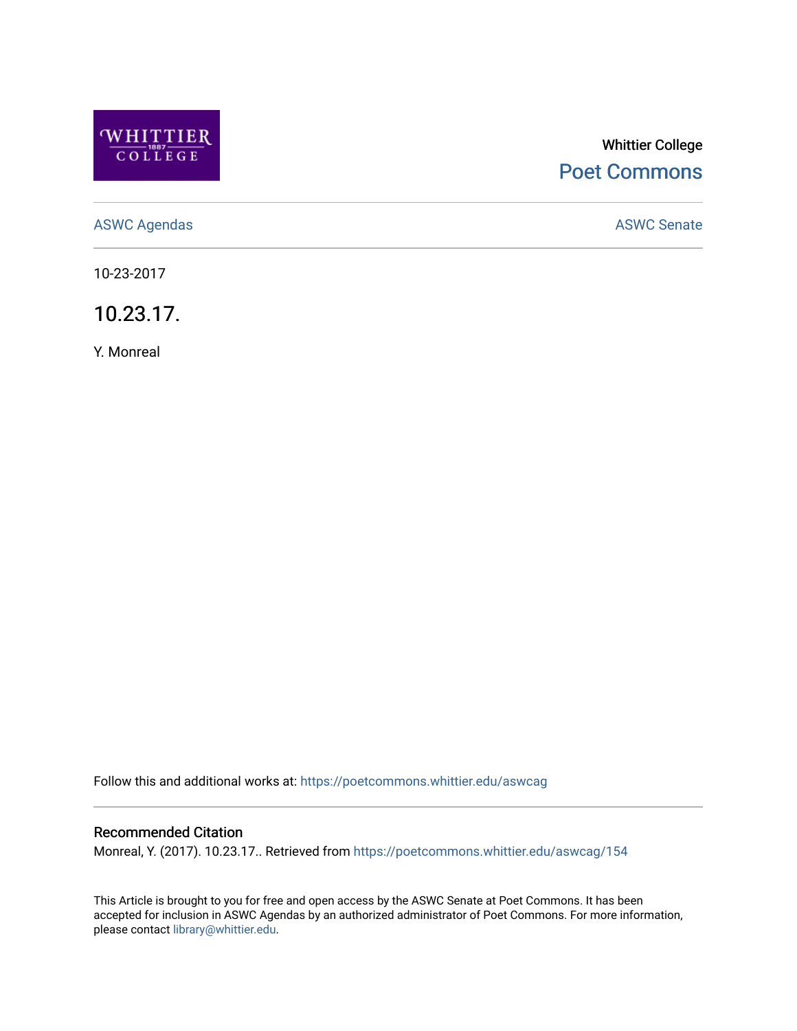Whittier College

Poet Commons

ASWC Agendas

ASWC Senate

10-23-2017

# 10.23.17.

Y. Monreal

Follow this and additional works at: https://poetcommons.whittier.edu/aswcag

## Recommended Citation

Monreal, Y. (2017). 10.23.17.. Retrieved from https://poetcommons.whittier.edu/aswcag/154

This Article is brought to you for free and open access by the ASWC Senate at Poet Commons. It has been accepted for inclusion in ASWC Agendas by an authorized administrator of Poet Commons. For more information, please contact library@whittier.edu.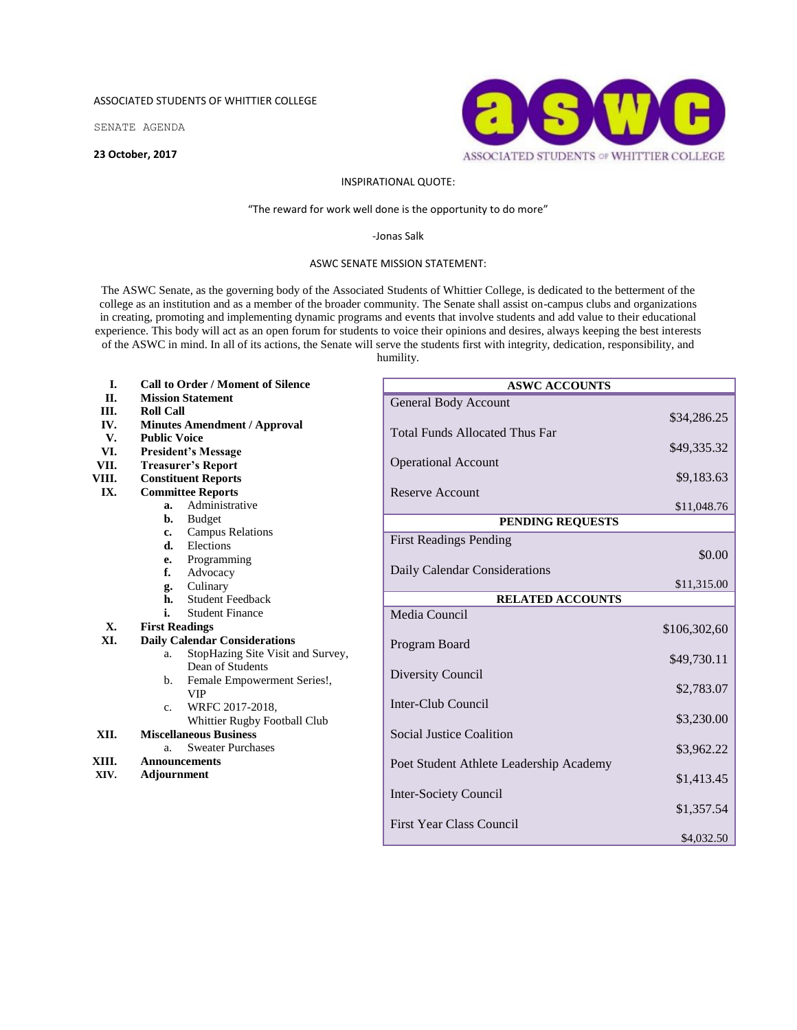ASSOCIATED STUDENTS OF WHITTIER COLLEGE

SENATE AGENDA

**23 October, 2017**

ASSOCIATED STUDENTS OF WHITTIER COLLEGE

INSPIRATIONAL QUOTE:

"The reward for work well done is the opportunity to do more"

-Jonas Salk

ASWC SENATE MISSION STATEMENT:

The ASWC Senate, as the governing body of the Associated Students of Whittier College, is dedicated to the betterment of the college as an institution and as a member of the broader community. The Senate shall assist on-campus clubs and organizations in creating, promoting and implementing dynamic programs and events that involve students and add value to their educational experience. This body will act as an open forum for students to voice their opinions and desires, always keeping the best interests of the ASWC in mind. In all of its actions, the Senate will serve the students first with integrity, dedication, responsibility, and humility.

- **I. Call to Order / Moment of Silence**
- **II. Mission Statement**
- **III. Roll Call**
- **IV. Minutes Amendment / Approval**
- **V. Public Voice**
- **VI. President's Message**
- **VII. Treasurer's Report**
- **VIII. Constituent Reports**
- **IX. Committee Reports**
  - **a.** Administrative
  - **b.** Budget
  - **c.** Campus Relations
  - **d.** Elections
  - **e.** Programming
  - **f.** Advocacy
  - **g.** Culinary
  - **h.** Student Feedback
  - **i.** Student Finance
- **X. First Readings**
- **XI. Daily Calendar Considerations**
  - a. StopHazing Site Visit and Survey, Dean of Students
  - b. Female Empowerment Series!, VIP
  - c. WRFC 2017-2018, Whittier Rugby Football Club
- **XII. Miscellaneous Business**
  - a. Sweater Purchases
- **XIII. Announcements**
- **XIV. Adjournment**

| **ASWC ACCOUNTS** | |
|---|---|
| General Body Account | $34,286.25 |
| Total Funds Allocated Thus Far | $49,335.32 |
| Operational Account | $9,183.63 |
| Reserve Account | $11,048.76 |
| **PENDING REQUESTS** | |
| First Readings Pending | $0.00 |
| Daily Calendar Considerations | $11,315.00 |
| **RELATED ACCOUNTS** | |
| Media Council | $106,302,60 |
| Program Board | $49,730.11 |
| Diversity Council | $2,783.07 |
| Inter-Club Council | $3,230.00 |
| Social Justice Coalition | $3,962.22 |
| Poet Student Athlete Leadership Academy | $1,413.45 |
| Inter-Society Council | $1,357.54 |
| First Year Class Council | $4,032.50 |